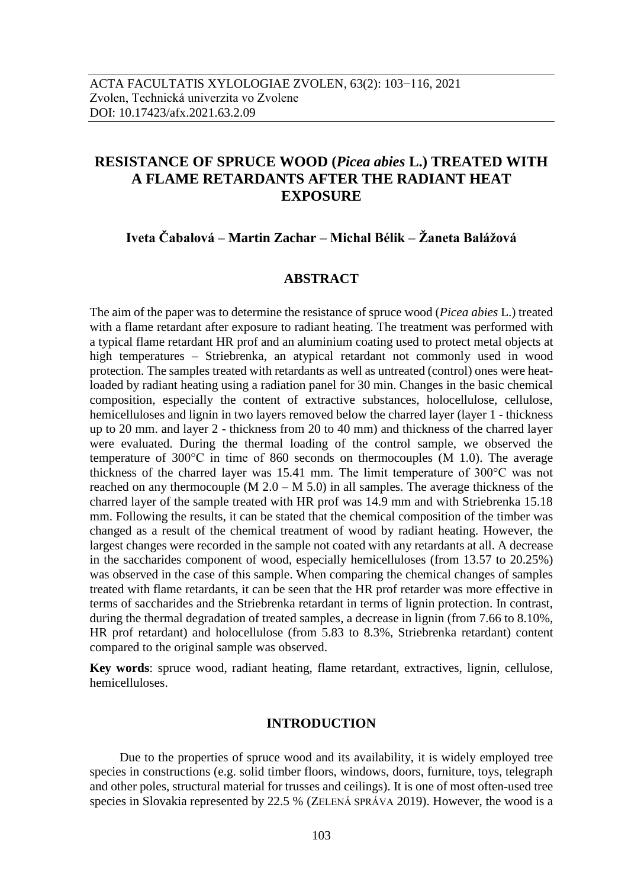# RESISTANCE OF SPRUCE WOOD (*Picea abies* L.) TREATED WITH A FLAME RETARDANTS AFTER THE RADIANT HEAT EXPOSURE

**Iveta Čabalová – Martin Zachar – Michal Bélik – Žaneta Balážová**

## ABSTRACT

The aim of the paper was to determine the resistance of spruce wood (*Picea abies* L.) treated with a flame retardant after exposure to radiant heating. The treatment was performed with a typical flame retardant HR prof and an aluminium coating used to protect metal objects at high temperatures – Striebrenka, an atypical retardant not commonly used in wood protection. The samples treated with retardants as well as untreated (control) ones were heat-loaded by radiant heating using a radiation panel for 30 min. Changes in the basic chemical composition, especially the content of extractive substances, holocellulose, cellulose, hemicelluloses and lignin in two layers removed below the charred layer (layer 1 - thickness up to 20 mm. and layer 2 - thickness from 20 to 40 mm) and thickness of the charred layer were evaluated. During the thermal loading of the control sample, we observed the temperature of 300°C in time of 860 seconds on thermocouples (M 1.0). The average thickness of the charred layer was 15.41 mm. The limit temperature of 300°C was not reached on any thermocouple (M 2.0 – M 5.0) in all samples. The average thickness of the charred layer of the sample treated with HR prof was 14.9 mm and with Striebrenka 15.18 mm. Following the results, it can be stated that the chemical composition of the timber was changed as a result of the chemical treatment of wood by radiant heating. However, the largest changes were recorded in the sample not coated with any retardants at all. A decrease in the saccharides component of wood, especially hemicelluloses (from 13.57 to 20.25%) was observed in the case of this sample. When comparing the chemical changes of samples treated with flame retardants, it can be seen that the HR prof retarder was more effective in terms of saccharides and the Striebrenka retardant in terms of lignin protection. In contrast, during the thermal degradation of treated samples, a decrease in lignin (from 7.66 to 8.10%, HR prof retardant) and holocellulose (from 5.83 to 8.3%, Striebrenka retardant) content compared to the original sample was observed.

**Key words**: spruce wood, radiant heating, flame retardant, extractives, lignin, cellulose, hemicelluloses.

## INTRODUCTION

Due to the properties of spruce wood and its availability, it is widely employed tree species in constructions (e.g. solid timber floors, windows, doors, furniture, toys, telegraph and other poles, structural material for trusses and ceilings). It is one of most often-used tree species in Slovakia represented by 22.5 % (ZELENÁ SPRÁVA 2019). However, the wood is a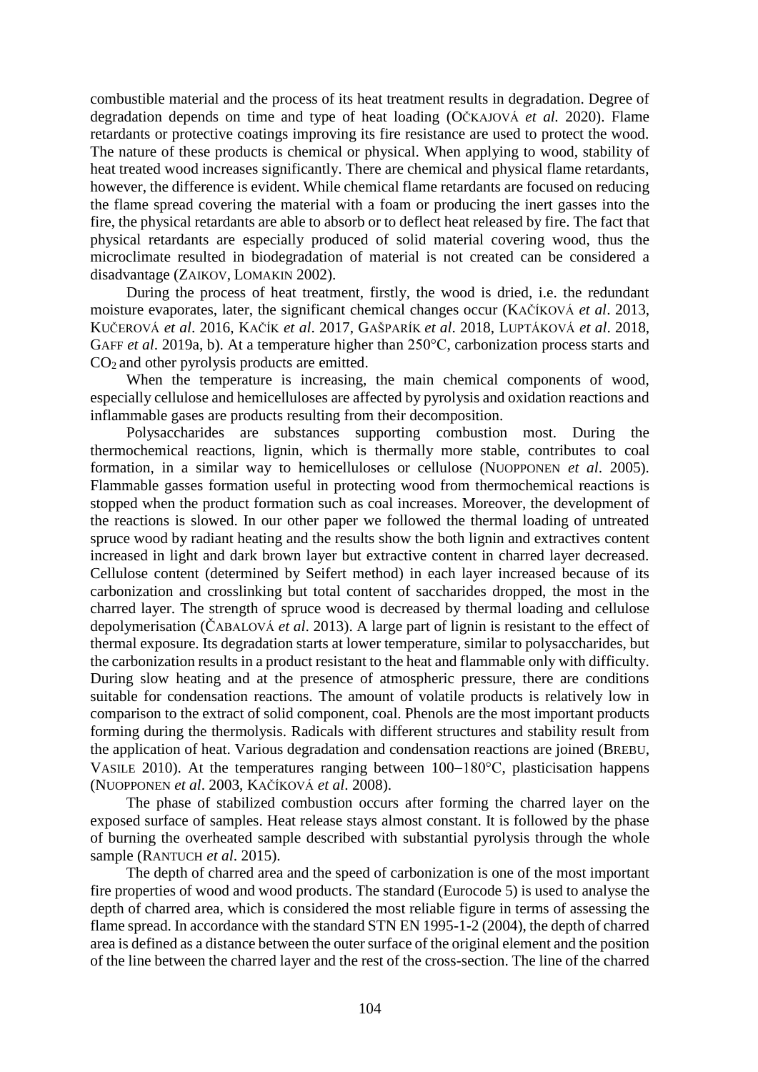combustible material and the process of its heat treatment results in degradation. Degree of degradation depends on time and type of heat loading (OČKAJOVÁ *et al.* 2020). Flame retardants or protective coatings improving its fire resistance are used to protect the wood. The nature of these products is chemical or physical. When applying to wood, stability of heat treated wood increases significantly. There are chemical and physical flame retardants, however, the difference is evident. While chemical flame retardants are focused on reducing the flame spread covering the material with a foam or producing the inert gasses into the fire, the physical retardants are able to absorb or to deflect heat released by fire. The fact that physical retardants are especially produced of solid material covering wood, thus the microclimate resulted in biodegradation of material is not created can be considered a disadvantage (ZAIKOV, LOMAKIN 2002).

During the process of heat treatment, firstly, the wood is dried, i.e. the redundant moisture evaporates, later, the significant chemical changes occur (KAČÍKOVÁ *et al*. 2013, KUČEROVÁ *et al*. 2016, KAČÍK *et al*. 2017, GAŠPARÍK *et al*. 2018, LUPTÁKOVÁ *et al*. 2018, GAFF *et al*. 2019a, b). At a temperature higher than 250°C, carbonization process starts and $CO_2$ and other pyrolysis products are emitted.

When the temperature is increasing, the main chemical components of wood, especially cellulose and hemicelluloses are affected by pyrolysis and oxidation reactions and inflammable gases are products resulting from their decomposition.

Polysaccharides are substances supporting combustion most. During the thermochemical reactions, lignin, which is thermally more stable, contributes to coal formation, in a similar way to hemicelluloses or cellulose (NUOPPONEN *et al*. 2005). Flammable gasses formation useful in protecting wood from thermochemical reactions is stopped when the product formation such as coal increases. Moreover, the development of the reactions is slowed. In our other paper we followed the thermal loading of untreated spruce wood by radiant heating and the results show the both lignin and extractives content increased in light and dark brown layer but extractive content in charred layer decreased. Cellulose content (determined by Seifert method) in each layer increased because of its carbonization and crosslinking but total content of saccharides dropped, the most in the charred layer. The strength of spruce wood is decreased by thermal loading and cellulose depolymerisation (ČABALOVÁ *et al*. 2013). A large part of lignin is resistant to the effect of thermal exposure. Its degradation starts at lower temperature, similar to polysaccharides, but the carbonization results in a product resistant to the heat and flammable only with difficulty. During slow heating and at the presence of atmospheric pressure, there are conditions suitable for condensation reactions. The amount of volatile products is relatively low in comparison to the extract of solid component, coal. Phenols are the most important products forming during the thermolysis. Radicals with different structures and stability result from the application of heat. Various degradation and condensation reactions are joined (BREBU, VASILE 2010). At the temperatures ranging between 100–180°C, plasticisation happens (NUOPPONEN *et al*. 2003, KAČÍKOVÁ *et al*. 2008).

The phase of stabilized combustion occurs after forming the charred layer on the exposed surface of samples. Heat release stays almost constant. It is followed by the phase of burning the overheated sample described with substantial pyrolysis through the whole sample (RANTUCH *et al*. 2015).

The depth of charred area and the speed of carbonization is one of the most important fire properties of wood and wood products. The standard (Eurocode 5) is used to analyse the depth of charred area, which is considered the most reliable figure in terms of assessing the flame spread. In accordance with the standard STN EN 1995-1-2 (2004), the depth of charred area is defined as a distance between the outer surface of the original element and the position of the line between the charred layer and the rest of the cross-section. The line of the charred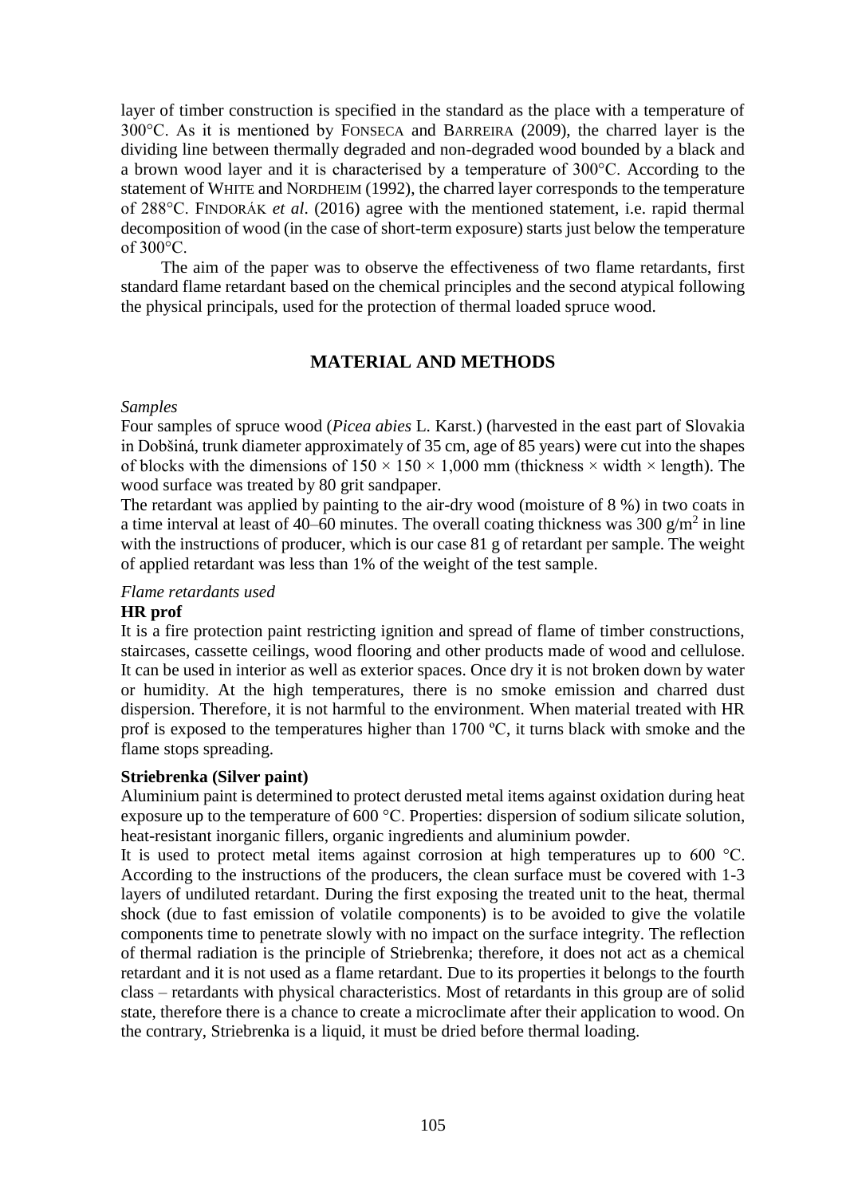layer of timber construction is specified in the standard as the place with a temperature of 300°C. As it is mentioned by FONSECA and BARREIRA (2009), the charred layer is the dividing line between thermally degraded and non-degraded wood bounded by a black and a brown wood layer and it is characterised by a temperature of 300°C. According to the statement of WHITE and NORDHEIM (1992), the charred layer corresponds to the temperature of 288°C. FINDORÁK *et al*. (2016) agree with the mentioned statement, i.e. rapid thermal decomposition of wood (in the case of short-term exposure) starts just below the temperature of 300°C.

The aim of the paper was to observe the effectiveness of two flame retardants, first standard flame retardant based on the chemical principles and the second atypical following the physical principals, used for the protection of thermal loaded spruce wood.

## MATERIAL AND METHODS

*Samples*

Four samples of spruce wood (*Picea abies* L. Karst.) (harvested in the east part of Slovakia in Dobšiná, trunk diameter approximately of 35 cm, age of 85 years) were cut into the shapes of blocks with the dimensions of 150 × 150 × 1,000 mm (thickness × width × length). The wood surface was treated by 80 grit sandpaper.

The retardant was applied by painting to the air-dry wood (moisture of 8 %) in two coats in a time interval at least of 40–60 minutes. The overall coating thickness was 300 g/m$^2$ in line with the instructions of producer, which is our case 81 g of retardant per sample. The weight of applied retardant was less than 1% of the weight of the test sample.

*Flame retardants used*

**HR prof**

It is a fire protection paint restricting ignition and spread of flame of timber constructions, staircases, cassette ceilings, wood flooring and other products made of wood and cellulose. It can be used in interior as well as exterior spaces. Once dry it is not broken down by water or humidity. At the high temperatures, there is no smoke emission and charred dust dispersion. Therefore, it is not harmful to the environment. When material treated with HR prof is exposed to the temperatures higher than 1700 ºC, it turns black with smoke and the flame stops spreading.

**Striebrenka (Silver paint)**

Aluminium paint is determined to protect derusted metal items against oxidation during heat exposure up to the temperature of 600 °C. Properties: dispersion of sodium silicate solution, heat-resistant inorganic fillers, organic ingredients and aluminium powder.

It is used to protect metal items against corrosion at high temperatures up to 600 °C. According to the instructions of the producers, the clean surface must be covered with 1-3 layers of undiluted retardant. During the first exposing the treated unit to the heat, thermal shock (due to fast emission of volatile components) is to be avoided to give the volatile components time to penetrate slowly with no impact on the surface integrity. The reflection of thermal radiation is the principle of Striebrenka; therefore, it does not act as a chemical retardant and it is not used as a flame retardant. Due to its properties it belongs to the fourth class – retardants with physical characteristics. Most of retardants in this group are of solid state, therefore there is a chance to create a microclimate after their application to wood. On the contrary, Striebrenka is a liquid, it must be dried before thermal loading.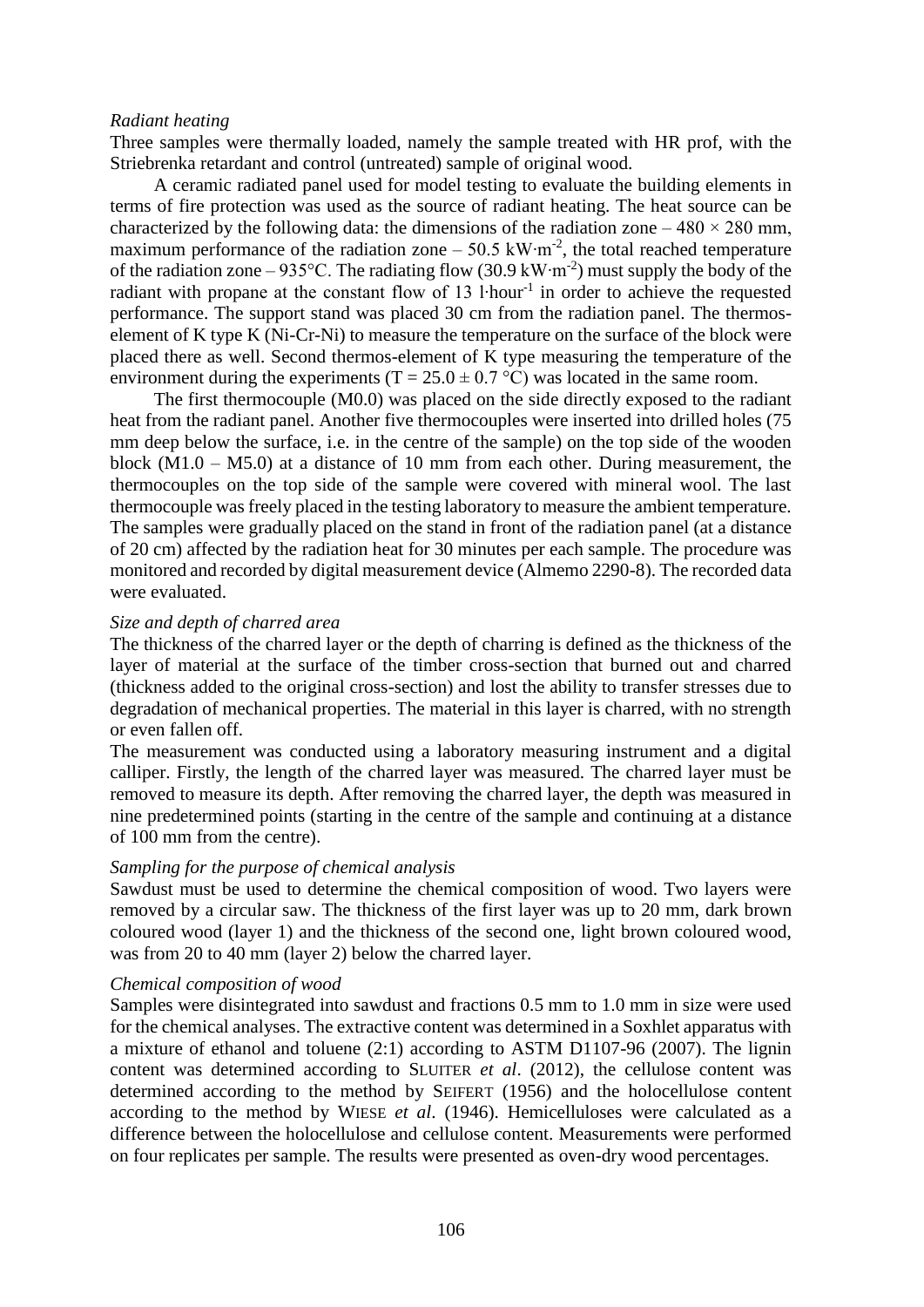*Radiant heating*

Three samples were thermally loaded, namely the sample treated with HR prof, with the Striebrenka retardant and control (untreated) sample of original wood.

A ceramic radiated panel used for model testing to evaluate the building elements in terms of fire protection was used as the source of radiant heating. The heat source can be characterized by the following data: the dimensions of the radiation zone – 480 × 280 mm, maximum performance of the radiation zone – 50.5 $kW \cdot m^{-2}$, the total reached temperature of the radiation zone – 935°C. The radiating flow (30.9 $kW \cdot m^{-2}$) must supply the body of the radiant with propane at the constant flow of 13 $l \cdot hour^{-1}$ in order to achieve the requested performance. The support stand was placed 30 cm from the radiation panel. The thermos-element of K type K (Ni-Cr-Ni) to measure the temperature on the surface of the block were placed there as well. Second thermos-element of K type measuring the temperature of the environment during the experiments ($T = 25.0 \pm 0.7$ °C) was located in the same room.

The first thermocouple (M0.0) was placed on the side directly exposed to the radiant heat from the radiant panel. Another five thermocouples were inserted into drilled holes (75 mm deep below the surface, i.e. in the centre of the sample) on the top side of the wooden block (M1.0 – M5.0) at a distance of 10 mm from each other. During measurement, the thermocouples on the top side of the sample were covered with mineral wool. The last thermocouple was freely placed in the testing laboratory to measure the ambient temperature. The samples were gradually placed on the stand in front of the radiation panel (at a distance of 20 cm) affected by the radiation heat for 30 minutes per each sample. The procedure was monitored and recorded by digital measurement device (Almemo 2290-8). The recorded data were evaluated.

*Size and depth of charred area*

The thickness of the charred layer or the depth of charring is defined as the thickness of the layer of material at the surface of the timber cross-section that burned out and charred (thickness added to the original cross-section) and lost the ability to transfer stresses due to degradation of mechanical properties. The material in this layer is charred, with no strength or even fallen off.

The measurement was conducted using a laboratory measuring instrument and a digital calliper. Firstly, the length of the charred layer was measured. The charred layer must be removed to measure its depth. After removing the charred layer, the depth was measured in nine predetermined points (starting in the centre of the sample and continuing at a distance of 100 mm from the centre).

*Sampling for the purpose of chemical analysis*

Sawdust must be used to determine the chemical composition of wood. Two layers were removed by a circular saw. The thickness of the first layer was up to 20 mm, dark brown coloured wood (layer 1) and the thickness of the second one, light brown coloured wood, was from 20 to 40 mm (layer 2) below the charred layer.

*Chemical composition of wood*

Samples were disintegrated into sawdust and fractions 0.5 mm to 1.0 mm in size were used for the chemical analyses. The extractive content was determined in a Soxhlet apparatus with a mixture of ethanol and toluene (2:1) according to ASTM D1107-96 (2007). The lignin content was determined according to SLUITER *et al*. (2012), the cellulose content was determined according to the method by SEIFERT (1956) and the holocellulose content according to the method by WIESE *et al*. (1946). Hemicelluloses were calculated as a difference between the holocellulose and cellulose content. Measurements were performed on four replicates per sample. The results were presented as oven-dry wood percentages.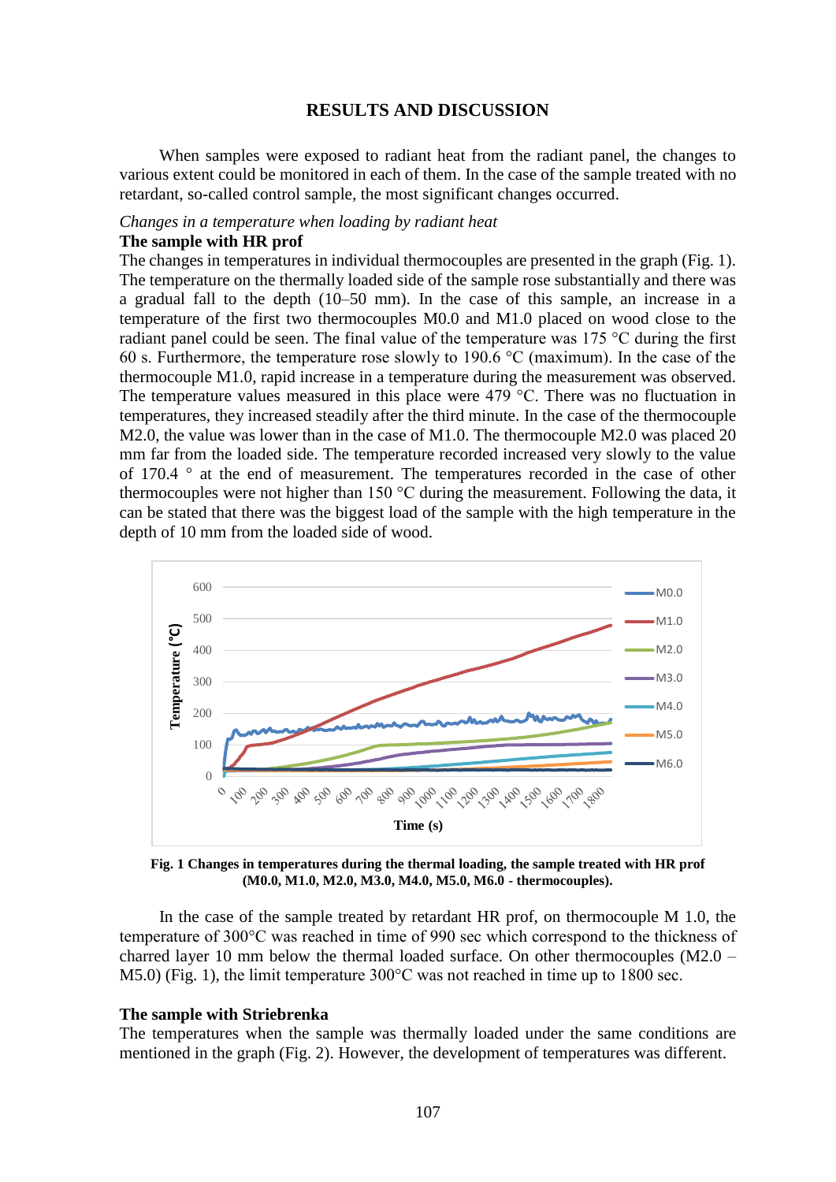## RESULTS AND DISCUSSION

When samples were exposed to radiant heat from the radiant panel, the changes to various extent could be monitored in each of them. In the case of the sample treated with no retardant, so-called control sample, the most significant changes occurred.

*Changes in a temperature when loading by radiant heat*

**The sample with HR prof**

The changes in temperatures in individual thermocouples are presented in the graph (Fig. 1). The temperature on the thermally loaded side of the sample rose substantially and there was a gradual fall to the depth (10–50 mm). In the case of this sample, an increase in a temperature of the first two thermocouples M0.0 and M1.0 placed on wood close to the radiant panel could be seen. The final value of the temperature was 175 °C during the first 60 s. Furthermore, the temperature rose slowly to 190.6 °C (maximum). In the case of the thermocouple M1.0, rapid increase in a temperature during the measurement was observed. The temperature values measured in this place were 479 °C. There was no fluctuation in temperatures, they increased steadily after the third minute. In the case of the thermocouple M2.0, the value was lower than in the case of M1.0. The thermocouple M2.0 was placed 20 mm far from the loaded side. The temperature recorded increased very slowly to the value of 170.4 ° at the end of measurement. The temperatures recorded in the case of other thermocouples were not higher than 150 °C during the measurement. Following the data, it can be stated that there was the biggest load of the sample with the high temperature in the depth of 10 mm from the loaded side of wood.

**Fig. 1 Changes in temperatures during the thermal loading, the sample treated with HR prof (M0.0, M1.0, M2.0, M3.0, M4.0, M5.0, M6.0 - thermocouples).**

In the case of the sample treated by retardant HR prof, on thermocouple M 1.0, the temperature of 300°C was reached in time of 990 sec which correspond to the thickness of charred layer 10 mm below the thermal loaded surface. On other thermocouples (M2.0 – M5.0) (Fig. 1), the limit temperature 300°C was not reached in time up to 1800 sec.

**The sample with Striebrenka**

The temperatures when the sample was thermally loaded under the same conditions are mentioned in the graph (Fig. 2). However, the development of temperatures was different.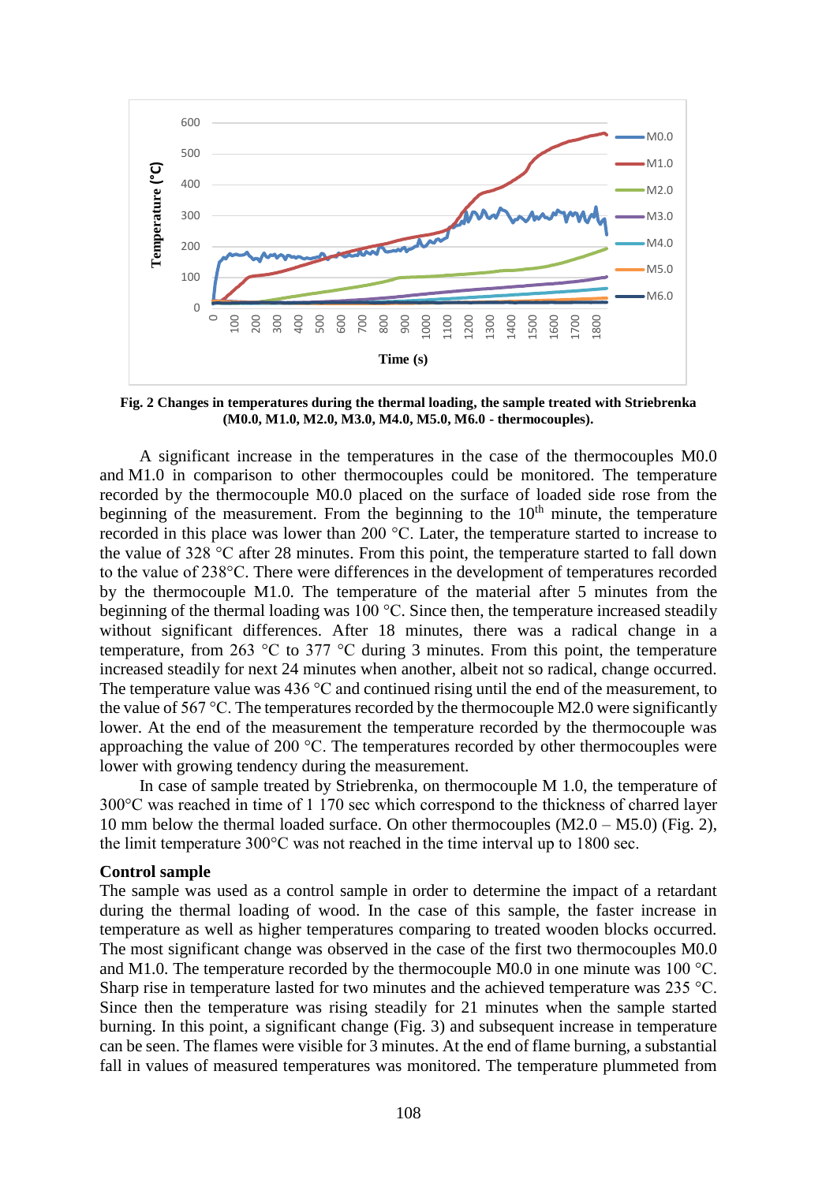**Fig. 2 Changes in temperatures during the thermal loading, the sample treated with Striebrenka (M0.0, M1.0, M2.0, M3.0, M4.0, M5.0, M6.0 - thermocouples).**

A significant increase in the temperatures in the case of the thermocouples M0.0 and M1.0 in comparison to other thermocouples could be monitored. The temperature recorded by the thermocouple M0.0 placed on the surface of loaded side rose from the beginning of the measurement. From the beginning to the 10th minute, the temperature recorded in this place was lower than 200 °C. Later, the temperature started to increase to the value of 328 °C after 28 minutes. From this point, the temperature started to fall down to the value of 238°C. There were differences in the development of temperatures recorded by the thermocouple M1.0. The temperature of the material after 5 minutes from the beginning of the thermal loading was 100 °C. Since then, the temperature increased steadily without significant differences. After 18 minutes, there was a radical change in a temperature, from 263 °C to 377 °C during 3 minutes. From this point, the temperature increased steadily for next 24 minutes when another, albeit not so radical, change occurred. The temperature value was 436 °C and continued rising until the end of the measurement, to the value of 567 °C. The temperatures recorded by the thermocouple M2.0 were significantly lower. At the end of the measurement the temperature recorded by the thermocouple was approaching the value of 200 °C. The temperatures recorded by other thermocouples were lower with growing tendency during the measurement.

In case of sample treated by Striebrenka, on thermocouple M 1.0, the temperature of 300°C was reached in time of 1 170 sec which correspond to the thickness of charred layer 10 mm below the thermal loaded surface. On other thermocouples (M2.0 – M5.0) (Fig. 2), the limit temperature 300°C was not reached in the time interval up to 1800 sec.

**Control sample**

The sample was used as a control sample in order to determine the impact of a retardant during the thermal loading of wood. In the case of this sample, the faster increase in temperature as well as higher temperatures comparing to treated wooden blocks occurred. The most significant change was observed in the case of the first two thermocouples M0.0 and M1.0. The temperature recorded by the thermocouple M0.0 in one minute was 100 °C. Sharp rise in temperature lasted for two minutes and the achieved temperature was 235 °C. Since then the temperature was rising steadily for 21 minutes when the sample started burning. In this point, a significant change (Fig. 3) and subsequent increase in temperature can be seen. The flames were visible for 3 minutes. At the end of flame burning, a substantial fall in values of measured temperatures was monitored. The temperature plummeted from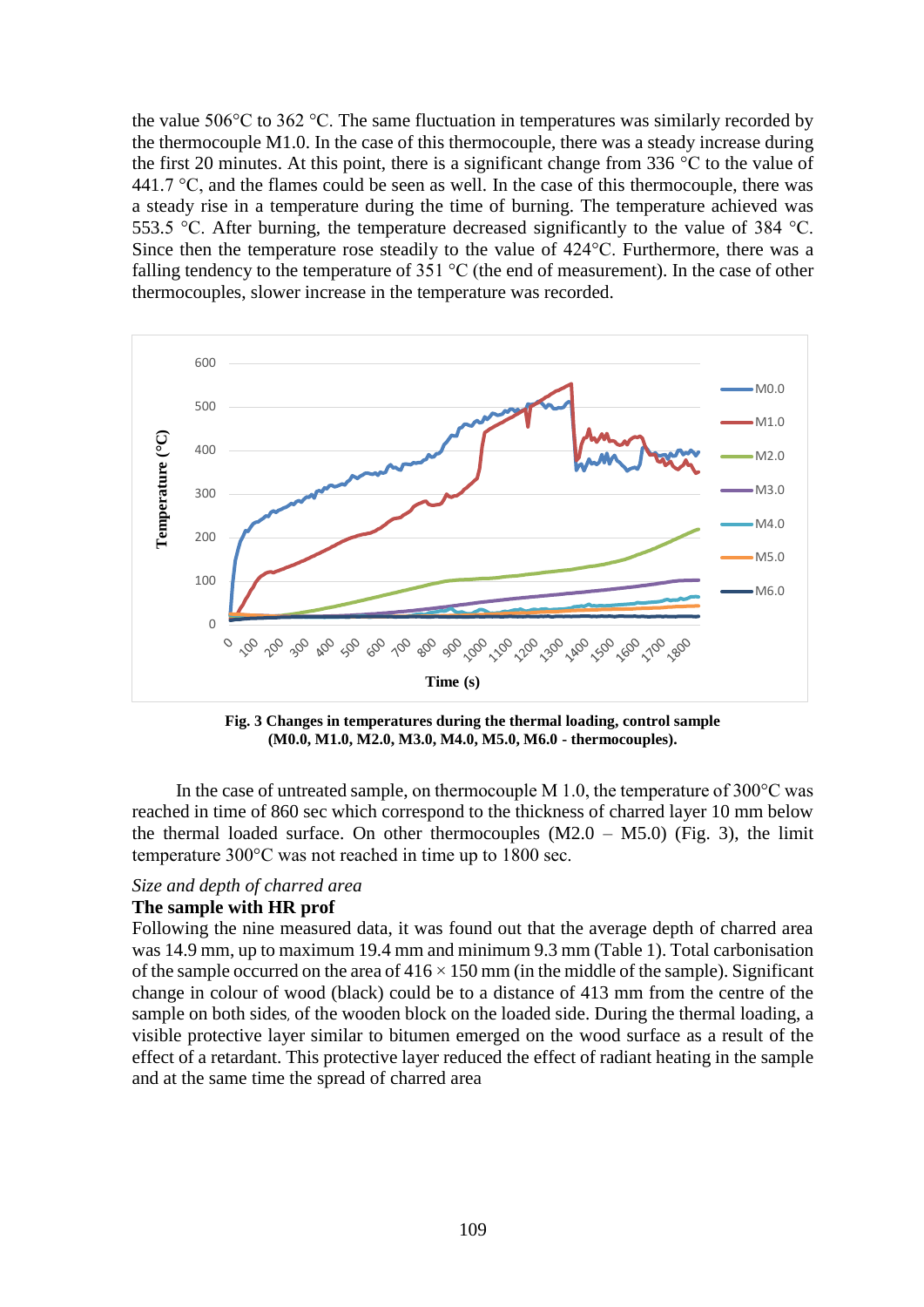the value 506°C to 362 °C. The same fluctuation in temperatures was similarly recorded by the thermocouple M1.0. In the case of this thermocouple, there was a steady increase during the first 20 minutes. At this point, there is a significant change from 336 °C to the value of 441.7 °C, and the flames could be seen as well. In the case of this thermocouple, there was a steady rise in a temperature during the time of burning. The temperature achieved was 553.5 °C. After burning, the temperature decreased significantly to the value of 384 °C. Since then the temperature rose steadily to the value of 424°C. Furthermore, there was a falling tendency to the temperature of 351 °C (the end of measurement). In the case of other thermocouples, slower increase in the temperature was recorded.

**Fig. 3 Changes in temperatures during the thermal loading, control sample (M0.0, M1.0, M2.0, M3.0, M4.0, M5.0, M6.0 - thermocouples).**

In the case of untreated sample, on thermocouple M 1.0, the temperature of 300°C was reached in time of 860 sec which correspond to the thickness of charred layer 10 mm below the thermal loaded surface. On other thermocouples (M2.0 – M5.0) (Fig. 3), the limit temperature 300°C was not reached in time up to 1800 sec.

*Size and depth of charred area*

**The sample with HR prof**

Following the nine measured data, it was found out that the average depth of charred area was 14.9 mm, up to maximum 19.4 mm and minimum 9.3 mm (Table 1). Total carbonisation of the sample occurred on the area of 416 × 150 mm (in the middle of the sample). Significant change in colour of wood (black) could be to a distance of 413 mm from the centre of the sample on both sides, of the wooden block on the loaded side. During the thermal loading, a visible protective layer similar to bitumen emerged on the wood surface as a result of the effect of a retardant. This protective layer reduced the effect of radiant heating in the sample and at the same time the spread of charred area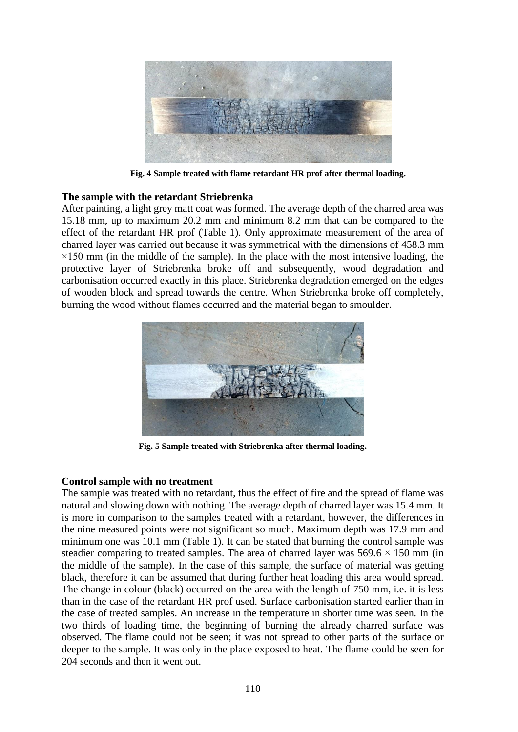Fig. 4 Sample treated with flame retardant HR prof after thermal loading.

### The sample with the retardant Striebrenka

After painting, a light grey matt coat was formed. The average depth of the charred area was 15.18 mm, up to maximum 20.2 mm and minimum 8.2 mm that can be compared to the effect of the retardant HR prof (Table 1). Only approximate measurement of the area of charred layer was carried out because it was symmetrical with the dimensions of 458.3 mm $\times$150 mm (in the middle of the sample). In the place with the most intensive loading, the protective layer of Striebrenka broke off and subsequently, wood degradation and carbonisation occurred exactly in this place. Striebrenka degradation emerged on the edges of wooden block and spread towards the centre. When Striebrenka broke off completely, burning the wood without flames occurred and the material began to smoulder.

Fig. 5 Sample treated with Striebrenka after thermal loading.

### Control sample with no treatment

The sample was treated with no retardant, thus the effect of fire and the spread of flame was natural and slowing down with nothing. The average depth of charred layer was 15.4 mm. It is more in comparison to the samples treated with a retardant, however, the differences in the nine measured points were not significant so much. Maximum depth was 17.9 mm and minimum one was 10.1 mm (Table 1). It can be stated that burning the control sample was steadier comparing to treated samples. The area of charred layer was 569.6 $\times$ 150 mm (in the middle of the sample). In the case of this sample, the surface of material was getting black, therefore it can be assumed that during further heat loading this area would spread. The change in colour (black) occurred on the area with the length of 750 mm, i.e. it is less than in the case of the retardant HR prof used. Surface carbonisation started earlier than in the case of treated samples. An increase in the temperature in shorter time was seen. In the two thirds of loading time, the beginning of burning the already charred surface was observed. The flame could not be seen; it was not spread to other parts of the surface or deeper to the sample. It was only in the place exposed to heat. The flame could be seen for 204 seconds and then it went out.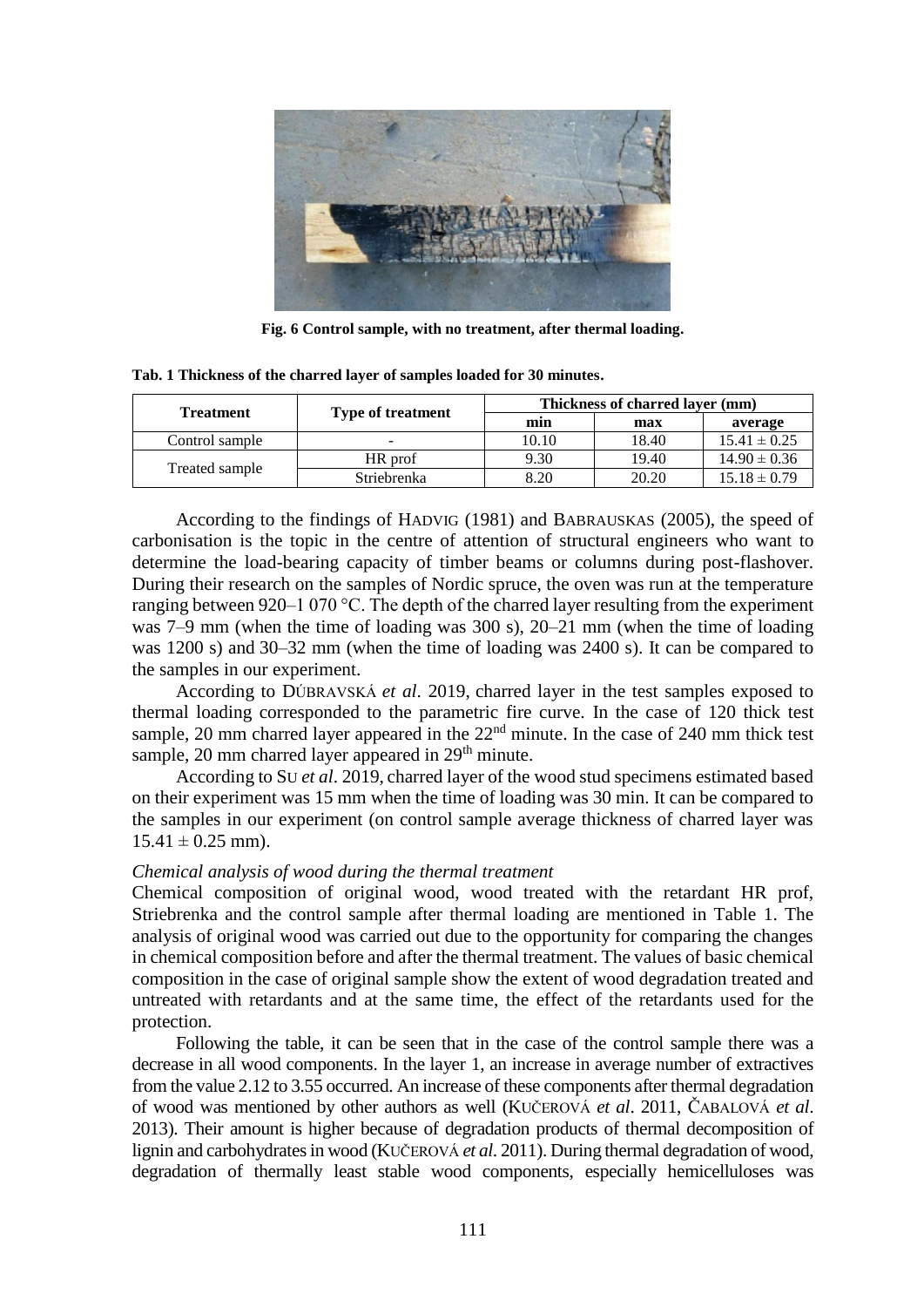**Fig. 6 Control sample, with no treatment, after thermal loading.**

**Tab. 1 Thickness of the charred layer of samples loaded for 30 minutes.**

| Treatment | Type of treatment | Thickness of charred layer (mm) | | |
|---|---|---|---|---|
| | | min | max | average |
| Control sample | - | 10.10 | 18.40 | 15.41 ± 0.25 |
| Treated sample | HR prof | 9.30 | 19.40 | 14.90 ± 0.36 |
| | Striebrenka | 8.20 | 20.20 | 15.18 ± 0.79 |

According to the findings of HADVIG (1981) and BABRAUSKAS (2005), the speed of carbonisation is the topic in the centre of attention of structural engineers who want to determine the load-bearing capacity of timber beams or columns during post-flashover. During their research on the samples of Nordic spruce, the oven was run at the temperature ranging between 920–1 070 °C. The depth of the charred layer resulting from the experiment was 7–9 mm (when the time of loading was 300 s), 20–21 mm (when the time of loading was 1200 s) and 30–32 mm (when the time of loading was 2400 s). It can be compared to the samples in our experiment.

According to DÚBRAVSKÁ *et al*. 2019, charred layer in the test samples exposed to thermal loading corresponded to the parametric fire curve. In the case of 120 thick test sample, 20 mm charred layer appeared in the 22nd minute. In the case of 240 mm thick test sample, 20 mm charred layer appeared in 29th minute.

According to SU *et al*. 2019, charred layer of the wood stud specimens estimated based on their experiment was 15 mm when the time of loading was 30 min. It can be compared to the samples in our experiment (on control sample average thickness of charred layer was 15.41 ± 0.25 mm).

*Chemical analysis of wood during the thermal treatment*

Chemical composition of original wood, wood treated with the retardant HR prof, Striebrenka and the control sample after thermal loading are mentioned in Table 1. The analysis of original wood was carried out due to the opportunity for comparing the changes in chemical composition before and after the thermal treatment. The values of basic chemical composition in the case of original sample show the extent of wood degradation treated and untreated with retardants and at the same time, the effect of the retardants used for the protection.

Following the table, it can be seen that in the case of the control sample there was a decrease in all wood components. In the layer 1, an increase in average number of extractives from the value 2.12 to 3.55 occurred. An increase of these components after thermal degradation of wood was mentioned by other authors as well (KUČEROVÁ *et al*. 2011, ČABALOVÁ *et al*. 2013). Their amount is higher because of degradation products of thermal decomposition of lignin and carbohydrates in wood (KUČEROVÁ *et al*. 2011). During thermal degradation of wood, degradation of thermally least stable wood components, especially hemicelluloses was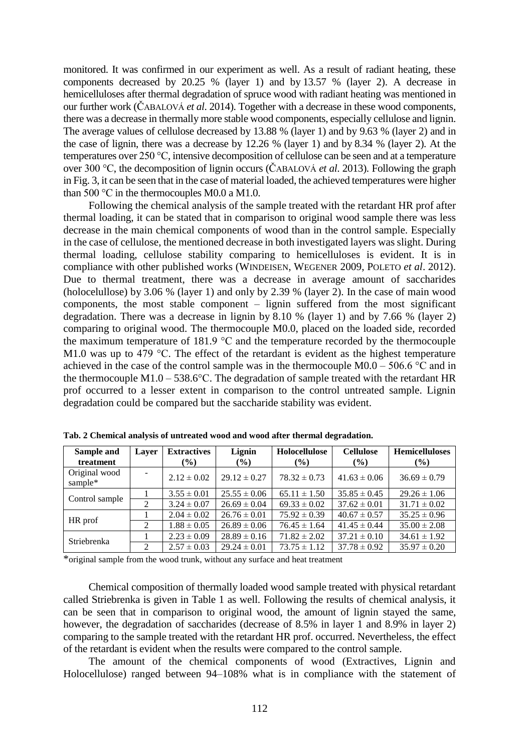monitored. It was confirmed in our experiment as well. As a result of radiant heating, these components decreased by 20.25 % (layer 1) and by 13.57 % (layer 2). A decrease in hemicelluloses after thermal degradation of spruce wood with radiant heating was mentioned in our further work (ČABALOVÁ *et al.* 2014). Together with a decrease in these wood components, there was a decrease in thermally more stable wood components, especially cellulose and lignin. The average values of cellulose decreased by 13.88 % (layer 1) and by 9.63 % (layer 2) and in the case of lignin, there was a decrease by 12.26 % (layer 1) and by 8.34 % (layer 2). At the temperatures over 250 °C, intensive decomposition of cellulose can be seen and at a temperature over 300 °C, the decomposition of lignin occurs (ČABALOVÁ *et al.* 2013). Following the graph in Fig. 3, it can be seen that in the case of material loaded, the achieved temperatures were higher than 500 °C in the thermocouples M0.0 a M1.0.

Following the chemical analysis of the sample treated with the retardant HR prof after thermal loading, it can be stated that in comparison to original wood sample there was less decrease in the main chemical components of wood than in the control sample. Especially in the case of cellulose, the mentioned decrease in both investigated layers was slight. During thermal loading, cellulose stability comparing to hemicelluloses is evident. It is in compliance with other published works (WINDEISEN, WEGENER 2009, POLETO *et al*. 2012). Due to thermal treatment, there was a decrease in average amount of saccharides (holocelullose) by 3.06 % (layer 1) and only by 2.39 % (layer 2). In the case of main wood components, the most stable component – lignin suffered from the most significant degradation. There was a decrease in lignin by 8.10 % (layer 1) and by 7.66 % (layer 2) comparing to original wood. The thermocouple M0.0, placed on the loaded side, recorded the maximum temperature of 181.9 °C and the temperature recorded by the thermocouple M1.0 was up to 479 °C. The effect of the retardant is evident as the highest temperature achieved in the case of the control sample was in the thermocouple M0.0 – 506.6 °C and in the thermocouple M1.0 – 538.6°C. The degradation of sample treated with the retardant HR prof occurred to a lesser extent in comparison to the control untreated sample. Lignin degradation could be compared but the saccharide stability was evident.

**Tab. 2 Chemical analysis of untreated wood and wood after thermal degradation.**

| Sample and treatment | Layer | Extractives (%) | Lignin (%) | Holocellulose (%) | Cellulose (%) | Hemicelluloses (%) |
|---|---|---|---|---|---|---|
| Original wood sample* | - | 2.12 ± 0.02 | 29.12 ± 0.27 | 78.32 ± 0.73 | 41.63 ± 0.06 | 36.69 ± 0.79 |
| Control sample | 1 | 3.55 ± 0.01 | 25.55 ± 0.06 | 65.11 ± 1.50 | 35.85 ± 0.45 | 29.26 ± 1.06 |
| | 2 | 3.24 ± 0.07 | 26.69 ± 0.04 | 69.33 ± 0.02 | 37.62 ± 0.01 | 31.71 ± 0.02 |
| HR prof | 1 | 2.04 ± 0.02 | 26.76 ± 0.01 | 75.92 ± 0.39 | 40.67 ± 0.57 | 35.25 ± 0.96 |
| | 2 | 1.88 ± 0.05 | 26.89 ± 0.06 | 76.45 ± 1.64 | 41.45 ± 0.44 | 35.00 ± 2.08 |
| Striebrenka | 1 | 2.23 ± 0.09 | 28.89 ± 0.16 | 71.82 ± 2.02 | 37.21 ± 0.10 | 34.61 ± 1.92 |
| | 2 | 2.57 ± 0.03 | 29.24 ± 0.01 | 73.75 ± 1.12 | 37.78 ± 0.92 | 35.97 ± 0.20 |

*original sample from the wood trunk, without any surface and heat treatment

Chemical composition of thermally loaded wood sample treated with physical retardant called Striebrenka is given in Table 1 as well. Following the results of chemical analysis, it can be seen that in comparison to original wood, the amount of lignin stayed the same, however, the degradation of saccharides (decrease of 8.5% in layer 1 and 8.9% in layer 2) comparing to the sample treated with the retardant HR prof. occurred. Nevertheless, the effect of the retardant is evident when the results were compared to the control sample.

The amount of the chemical components of wood (Extractives, Lignin and Holocellulose) ranged between 94–108% what is in compliance with the statement of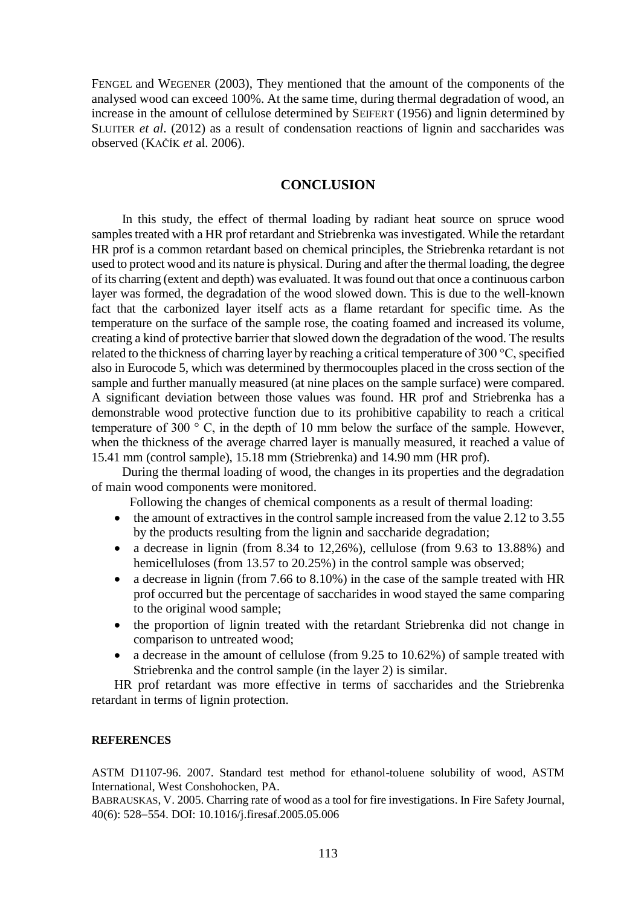FENGEL and WEGENER (2003), They mentioned that the amount of the components of the analysed wood can exceed 100%. At the same time, during thermal degradation of wood, an increase in the amount of cellulose determined by SEIFERT (1956) and lignin determined by SLUITER *et al*. (2012) as a result of condensation reactions of lignin and saccharides was observed (KAČÍK *et* al. 2006).

## CONCLUSION

In this study, the effect of thermal loading by radiant heat source on spruce wood samples treated with a HR prof retardant and Striebrenka was investigated. While the retardant HR prof is a common retardant based on chemical principles, the Striebrenka retardant is not used to protect wood and its nature is physical. During and after the thermal loading, the degree of its charring (extent and depth) was evaluated. It was found out that once a continuous carbon layer was formed, the degradation of the wood slowed down. This is due to the well-known fact that the carbonized layer itself acts as a flame retardant for specific time. As the temperature on the surface of the sample rose, the coating foamed and increased its volume, creating a kind of protective barrier that slowed down the degradation of the wood. The results related to the thickness of charring layer by reaching a critical temperature of 300 °C, specified also in Eurocode 5, which was determined by thermocouples placed in the cross section of the sample and further manually measured (at nine places on the sample surface) were compared. A significant deviation between those values was found. HR prof and Striebrenka has a demonstrable wood protective function due to its prohibitive capability to reach a critical temperature of 300 ° C, in the depth of 10 mm below the surface of the sample. However, when the thickness of the average charred layer is manually measured, it reached a value of 15.41 mm (control sample), 15.18 mm (Striebrenka) and 14.90 mm (HR prof).

During the thermal loading of wood, the changes in its properties and the degradation of main wood components were monitored.

Following the changes of chemical components as a result of thermal loading:

- the amount of extractives in the control sample increased from the value 2.12 to 3.55 by the products resulting from the lignin and saccharide degradation;
- a decrease in lignin (from 8.34 to 12,26%), cellulose (from 9.63 to 13.88%) and hemicelluloses (from 13.57 to 20.25%) in the control sample was observed;
- a decrease in lignin (from 7.66 to 8.10%) in the case of the sample treated with HR prof occurred but the percentage of saccharides in wood stayed the same comparing to the original wood sample;
- the proportion of lignin treated with the retardant Striebrenka did not change in comparison to untreated wood;
- a decrease in the amount of cellulose (from 9.25 to 10.62%) of sample treated with Striebrenka and the control sample (in the layer 2) is similar.

HR prof retardant was more effective in terms of saccharides and the Striebrenka retardant in terms of lignin protection.

### REFERENCES

ASTM D1107-96. 2007. Standard test method for ethanol-toluene solubility of wood, ASTM International, West Conshohocken, PA.

BABRAUSKAS, V. 2005. Charring rate of wood as a tool for fire investigations. In Fire Safety Journal, 40(6): 528−554. DOI: 10.1016/j.firesaf.2005.05.006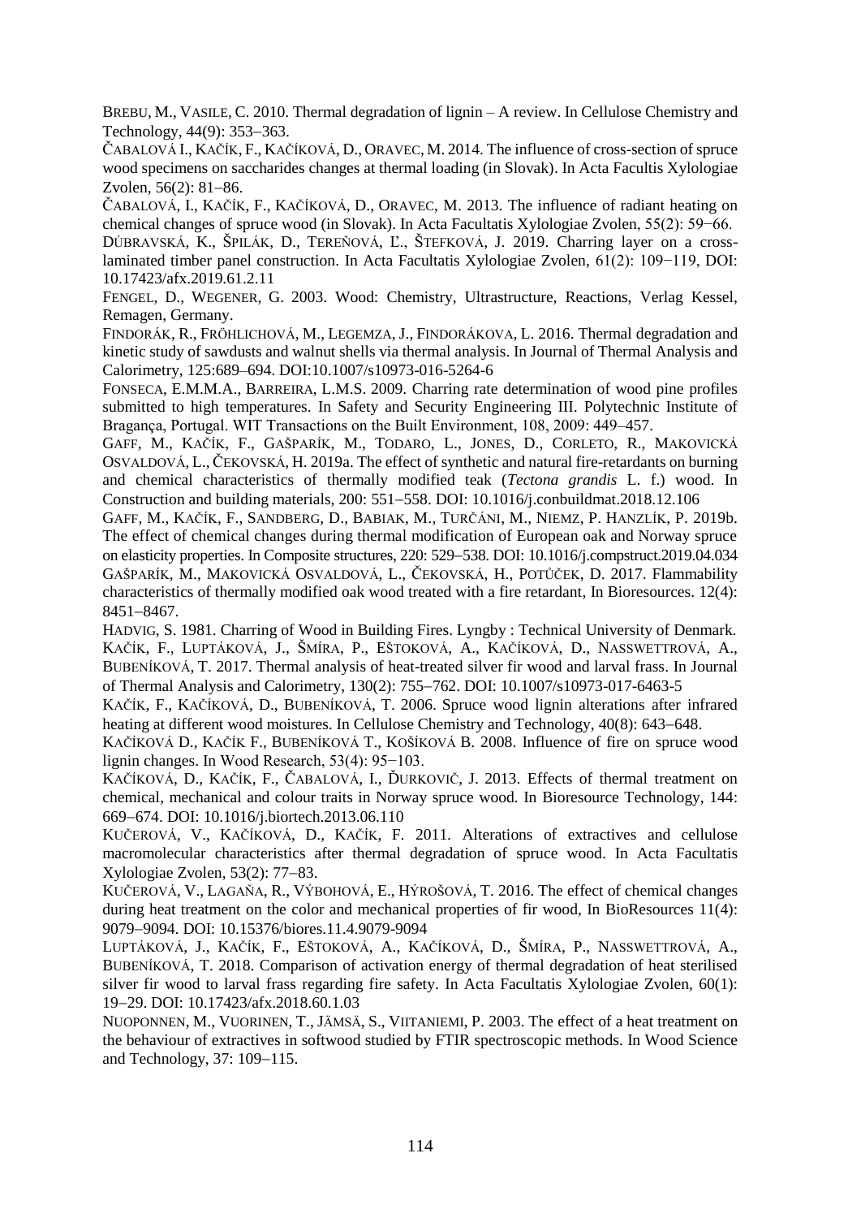BREBU, M., VASILE, C. 2010. Thermal degradation of lignin – A review. In Cellulose Chemistry and Technology, 44(9): 353–363.

ČABALOVÁ I., KAČÍK, F., KAČÍKOVÁ, D., ORAVEC, M. 2014. The influence of cross-section of spruce wood specimens on saccharides changes at thermal loading (in Slovak). In Acta Facultis Xylologiae Zvolen, 56(2): 81–86.

ČABALOVÁ, I., KAČÍK, F., KAČÍKOVÁ, D., ORAVEC, M. 2013. The influence of radiant heating on chemical changes of spruce wood (in Slovak). In Acta Facultatis Xylologiae Zvolen, 55(2): 59−66.

DÚBRAVSKÁ, K., ŠPILÁK, D., TEREŇOVÁ, Ľ., ŠTEFKOVÁ, J. 2019. Charring layer on a cross-laminated timber panel construction. In Acta Facultatis Xylologiae Zvolen, 61(2): 109−119, DOI: 10.17423/afx.2019.61.2.11

FENGEL, D., WEGENER, G. 2003. Wood: Chemistry, Ultrastructure, Reactions, Verlag Kessel, Remagen, Germany.

FINDORÁK, R., FRÖHLICHOVÁ, M., LEGEMZA, J., FINDORÁKOVA, L. 2016. Thermal degradation and kinetic study of sawdusts and walnut shells via thermal analysis. In Journal of Thermal Analysis and Calorimetry, 125:689–694. DOI:10.1007/s10973-016-5264-6

FONSECA, E.M.M.A., BARREIRA, L.M.S. 2009. Charring rate determination of wood pine profiles submitted to high temperatures. In Safety and Security Engineering III. Polytechnic Institute of Bragança, Portugal. WIT Transactions on the Built Environment, 108, 2009: 449–457.

GAFF, M., KAČÍK, F., GAŠPARÍK, M., TODARO, L., JONES, D., CORLETO, R., MAKOVICKÁ OSVALDOVÁ, L., ČEKOVSKÁ, H. 2019a. The effect of synthetic and natural fire-retardants on burning and chemical characteristics of thermally modified teak (*Tectona grandis* L. f.) wood. In Construction and building materials, 200: 551−558. DOI: 10.1016/j.conbuildmat.2018.12.106

GAFF, M., KAČÍK, F., SANDBERG, D., BABIAK, M., TURČÁNI, M., NIEMZ, P. HANZLÍK, P. 2019b. The effect of chemical changes during thermal modification of European oak and Norway spruce on elasticity properties. In Composite structures, 220: 529–538. DOI: 10.1016/j.compstruct.2019.04.034

GAŠPARÍK, M., MAKOVICKÁ OSVALDOVÁ, L., ČEKOVSKÁ, H., POTŮČEK, D. 2017. Flammability characteristics of thermally modified oak wood treated with a fire retardant, In Bioresources. 12(4): 8451−8467.

HADVIG, S. 1981. Charring of Wood in Building Fires. Lyngby : Technical University of Denmark.

KAČÍK, F., LUPTÁKOVÁ, J., ŠMÍRA, P., EŠTOKOVÁ, A., KAČÍKOVÁ, D., NASSWETTROVÁ, A., BUBENÍKOVÁ, T. 2017. Thermal analysis of heat-treated silver fir wood and larval frass. In Journal of Thermal Analysis and Calorimetry, 130(2): 755−762. DOI: 10.1007/s10973-017-6463-5

KAČÍK, F., KAČÍKOVÁ, D., BUBENÍKOVÁ, T. 2006. Spruce wood lignin alterations after infrared heating at different wood moistures. In Cellulose Chemistry and Technology, 40(8): 643−648.

KAČÍKOVÁ D., KAČÍK F., BUBENÍKOVÁ T., KOŠÍKOVÁ B. 2008. Influence of fire on spruce wood lignin changes. In Wood Research, 53(4): 95−103.

KAČÍKOVÁ, D., KAČÍK, F., ČABALOVÁ, I., ĎURKOVIČ, J. 2013. Effects of thermal treatment on chemical, mechanical and colour traits in Norway spruce wood. In Bioresource Technology, 144: 669−674. DOI: 10.1016/j.biortech.2013.06.110

KUČEROVÁ, V., KAČÍKOVÁ, D., KAČÍK, F. 2011. Alterations of extractives and cellulose macromolecular characteristics after thermal degradation of spruce wood. In Acta Facultatis Xylologiae Zvolen, 53(2): 77−83.

KUČEROVÁ, V., LAGAŇA, R., VÝBOHOVÁ, E., HÝROŠOVÁ, T. 2016. The effect of chemical changes during heat treatment on the color and mechanical properties of fir wood, In BioResources 11(4): 9079–9094. DOI: 10.15376/biores.11.4.9079-9094

LUPTÁKOVÁ, J., KAČÍK, F., EŠTOKOVÁ, A., KAČÍKOVÁ, D., ŠMÍRA, P., NASSWETTROVÁ, A., BUBENÍKOVÁ, T. 2018. Comparison of activation energy of thermal degradation of heat sterilised silver fir wood to larval frass regarding fire safety. In Acta Facultatis Xylologiae Zvolen, 60(1): 19–29. DOI: 10.17423/afx.2018.60.1.03

NUOPONNEN, M., VUORINEN, T., JÄMSÄ, S., VIITANIEMI, P. 2003. The effect of a heat treatment on the behaviour of extractives in softwood studied by FTIR spectroscopic methods. In Wood Science and Technology, 37: 109−115.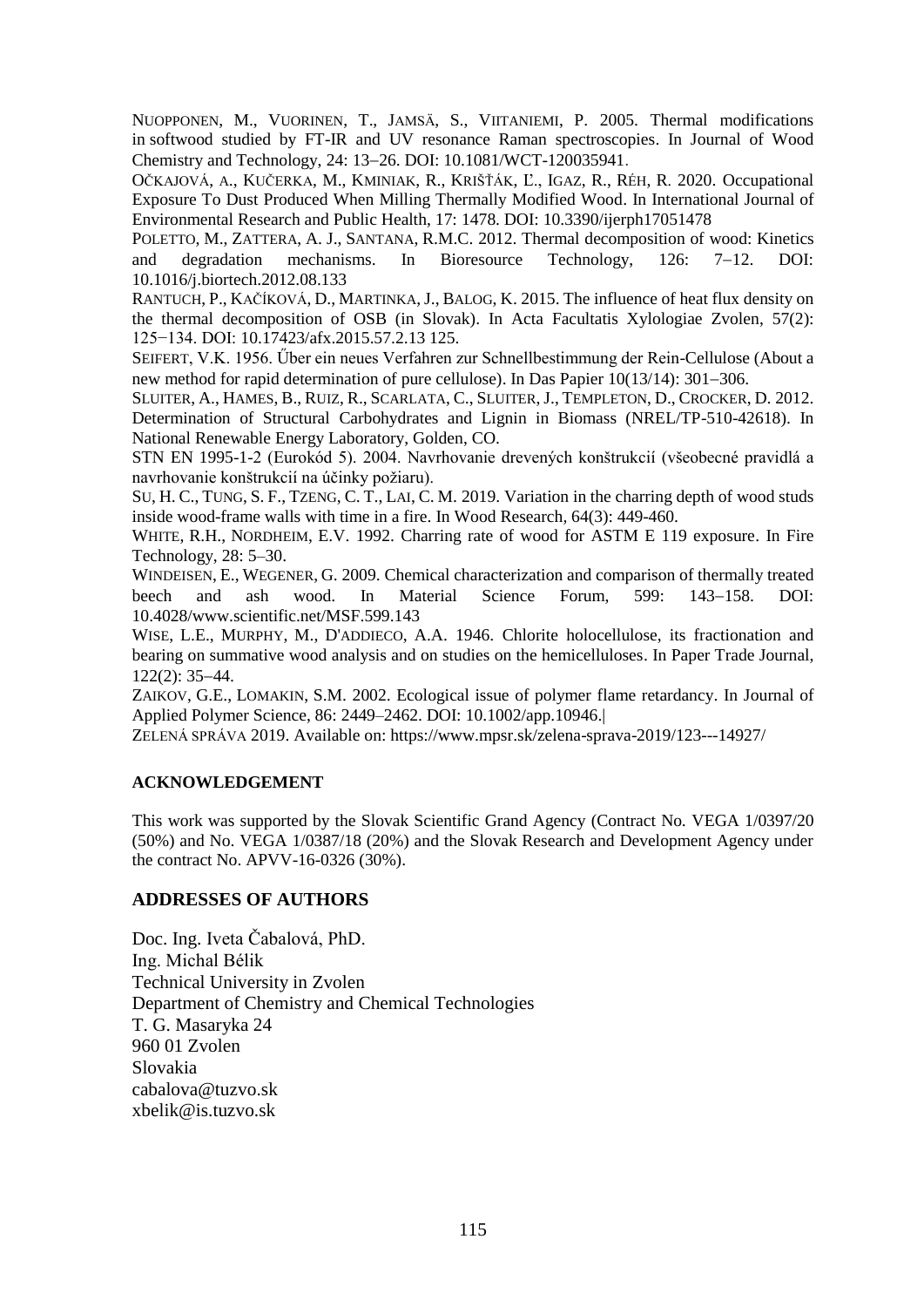NUOPPONEN, M., VUORINEN, T., JAMSÄ, S., VIITANIEMI, P. 2005. Thermal modifications in softwood studied by FT-IR and UV resonance Raman spectroscopies. In Journal of Wood Chemistry and Technology, 24: 13–26. DOI: 10.1081/WCT-120035941.

OČKAJOVÁ, A., KUČERKA, M., KMINIAK, R., KRIŠŤÁK, Ľ., IGAZ, R., RÉH, R. 2020. Occupational Exposure To Dust Produced When Milling Thermally Modified Wood. In International Journal of Environmental Research and Public Health, 17: 1478. DOI: 10.3390/ijerph17051478

POLETTO, M., ZATTERA, A. J., SANTANA, R.M.C. 2012. Thermal decomposition of wood: Kinetics and degradation mechanisms. In Bioresource Technology, 126: 7–12. DOI: 10.1016/j.biortech.2012.08.133

RANTUCH, P., KAČÍKOVÁ, D., MARTINKA, J., BALOG, K. 2015. The influence of heat flux density on the thermal decomposition of OSB (in Slovak). In Acta Facultatis Xylologiae Zvolen, 57(2): 125−134. DOI: 10.17423/afx.2015.57.2.13 125.

SEIFERT, V.K. 1956. Űber ein neues Verfahren zur Schnellbestimmung der Rein-Cellulose (About a new method for rapid determination of pure cellulose). In Das Papier 10(13/14): 301–306.

SLUITER, A., HAMES, B., RUIZ, R., SCARLATA, C., SLUITER, J., TEMPLETON, D., CROCKER, D. 2012. Determination of Structural Carbohydrates and Lignin in Biomass (NREL/TP-510-42618). In National Renewable Energy Laboratory, Golden, CO.

STN EN 1995-1-2 (Eurokód 5). 2004. Navrhovanie drevených konštrukcií (všeobecné pravidlá a navrhovanie konštrukcií na účinky požiaru).

SU, H. C., TUNG, S. F., TZENG, C. T., LAI, C. M. 2019. Variation in the charring depth of wood studs inside wood-frame walls with time in a fire. In Wood Research, 64(3): 449-460.

WHITE, R.H., NORDHEIM, E.V. 1992. Charring rate of wood for ASTM E 119 exposure. In Fire Technology, 28: 5–30.

WINDEISEN, E., WEGENER, G. 2009. Chemical characterization and comparison of thermally treated beech and ash wood. In Material Science Forum, 599: 143–158. DOI: 10.4028/www.scientific.net/MSF.599.143

WISE, L.E., MURPHY, M., D'ADDIECO, A.A. 1946. Chlorite holocellulose, its fractionation and bearing on summative wood analysis and on studies on the hemicelluloses. In Paper Trade Journal, 122(2): 35–44.

ZAIKOV, G.E., LOMAKIN, S.M. 2002. Ecological issue of polymer flame retardancy. In Journal of Applied Polymer Science, 86: 2449–2462. DOI: 10.1002/app.10946.|

ZELENÁ SPRÁVA 2019. Available on: https://www.mpsr.sk/zelena-sprava-2019/123---14927/

## ACKNOWLEDGEMENT

This work was supported by the Slovak Scientific Grand Agency (Contract No. VEGA 1/0397/20 (50%) and No. VEGA 1/0387/18 (20%) and the Slovak Research and Development Agency under the contract No. APVV-16-0326 (30%).

## ADDRESSES OF AUTHORS

Doc. Ing. Iveta Čabalová, PhD.
Ing. Michal Bélik
Technical University in Zvolen
Department of Chemistry and Chemical Technologies
T. G. Masaryka 24
960 01 Zvolen
Slovakia
cabalova@tuzvo.sk
xbelik@is.tuzvo.sk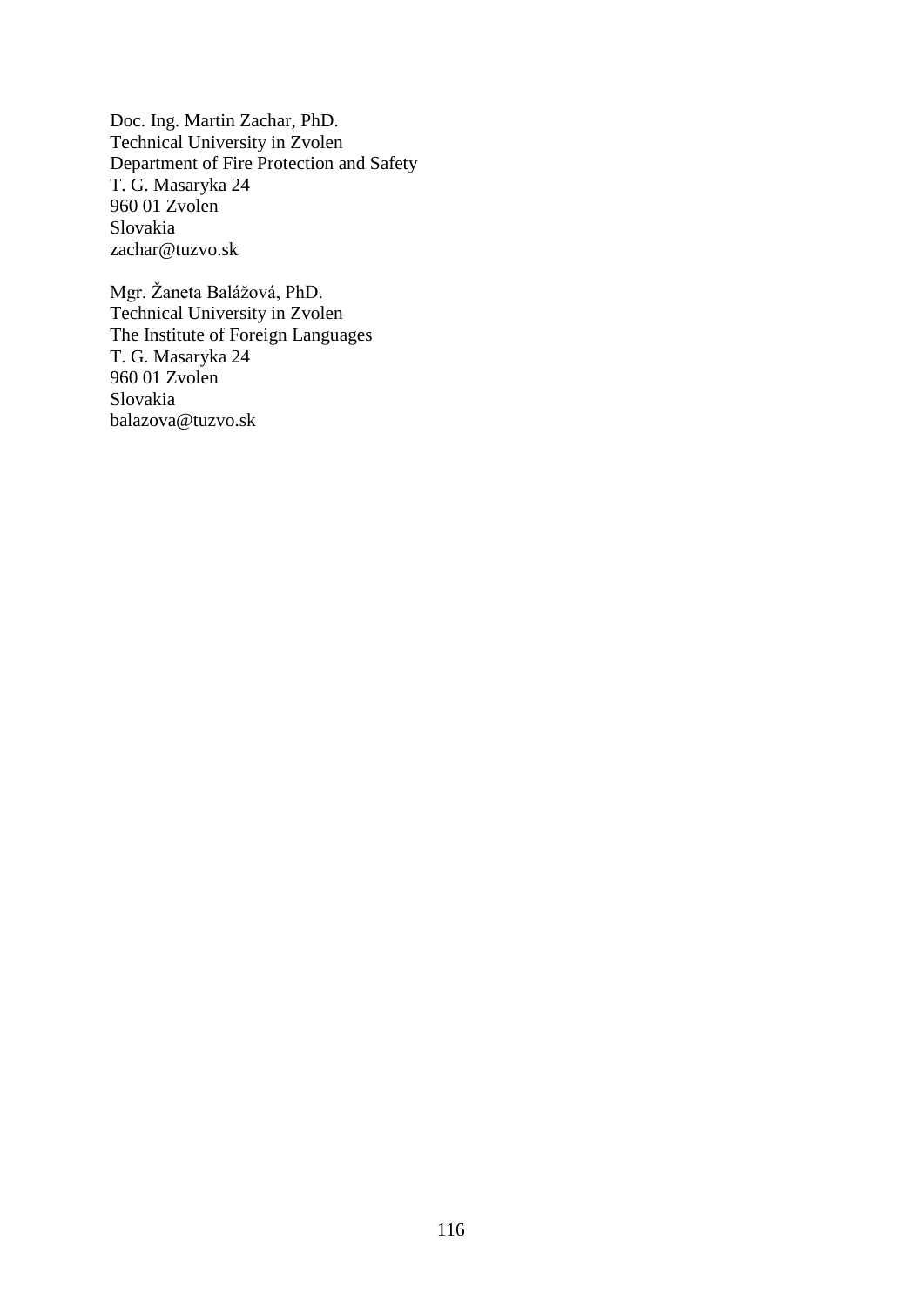Doc. Ing. Martin Zachar, PhD.  
Technical University in Zvolen  
Department of Fire Protection and Safety  
T. G. Masaryka 24  
960 01 Zvolen  
Slovakia  
zachar@tuzvo.sk

Mgr. Žaneta Balážová, PhD.  
Technical University in Zvolen  
The Institute of Foreign Languages  
T. G. Masaryka 24  
960 01 Zvolen  
Slovakia  
balazova@tuzvo.sk